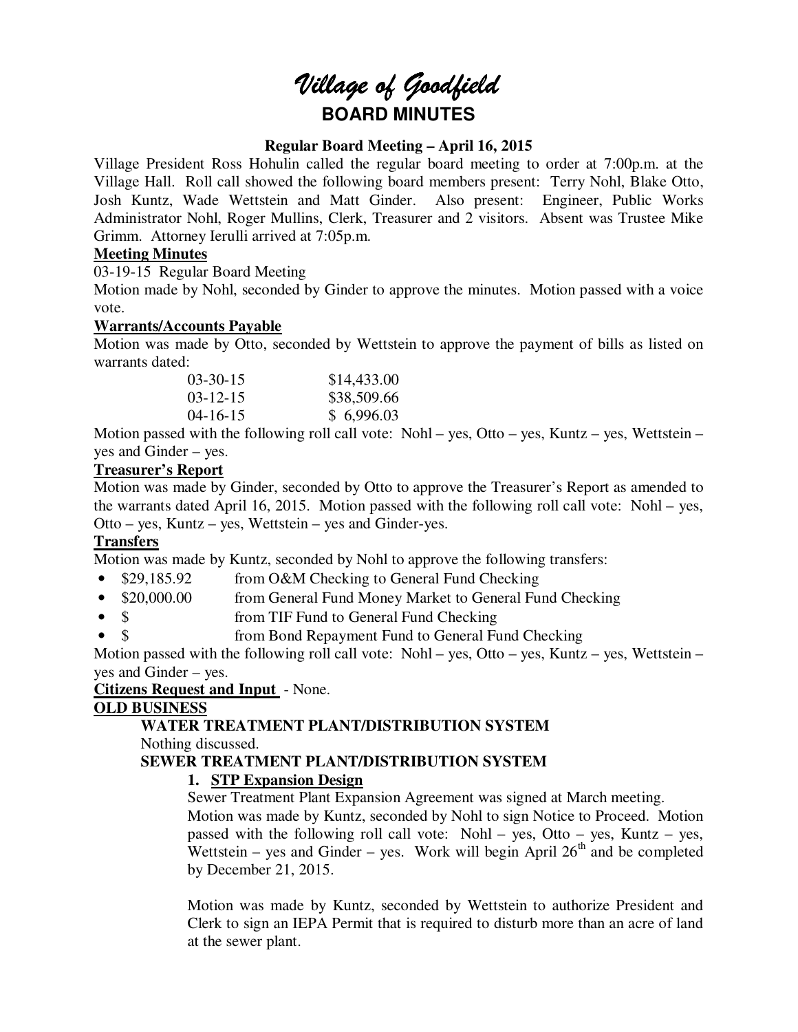# *Village of Goodfield*

## BOARD MINUTES

**Regular Board Meeting – April 16, 2015**

Village President Ross Hohulin called the regular board meeting to order at 7:00p.m. at the Village Hall. Roll call showed the following board members present: Terry Nohl, Blake Otto, Josh Kuntz, Wade Wettstein and Matt Ginder. Also present: Engineer, Public Works Administrator Nohl, Roger Mullins, Clerk, Treasurer and 2 visitors. Absent was Trustee Mike Grimm. Attorney Ierulli arrived at 7:05p.m.

**Meeting Minutes**

03-19-15 Regular Board Meeting

Motion made by Nohl, seconded by Ginder to approve the minutes. Motion passed with a voice vote.

**Warrants/Accounts Payable**

Motion was made by Otto, seconded by Wettstein to approve the payment of bills as listed on warrants dated:

| | |
|---|---|
| 03-30-15 | $14,433.00 |
| 03-12-15 | $38,509.66 |
| 04-16-15 | $ 6,996.03 |

Motion passed with the following roll call vote: Nohl – yes, Otto – yes, Kuntz – yes, Wettstein – yes and Ginder – yes.

**Treasurer's Report**

Motion was made by Ginder, seconded by Otto to approve the Treasurer's Report as amended to the warrants dated April 16, 2015. Motion passed with the following roll call vote: Nohl – yes, Otto – yes, Kuntz – yes, Wettstein – yes and Ginder-yes.

**Transfers**

Motion was made by Kuntz, seconded by Nohl to approve the following transfers:

- $29,185.92 from O&M Checking to General Fund Checking
- $20,000.00 from General Fund Money Market to General Fund Checking
- $ from TIF Fund to General Fund Checking
- $ from Bond Repayment Fund to General Fund Checking

Motion passed with the following roll call vote: Nohl – yes, Otto – yes, Kuntz – yes, Wettstein – yes and Ginder – yes.

**Citizens Request and Input** - None.

**OLD BUSINESS**

**WATER TREATMENT PLANT/DISTRIBUTION SYSTEM**

Nothing discussed.

**SEWER TREATMENT PLANT/DISTRIBUTION SYSTEM**

1. **STP Expansion Design**

Sewer Treatment Plant Expansion Agreement was signed at March meeting.

Motion was made by Kuntz, seconded by Nohl to sign Notice to Proceed. Motion passed with the following roll call vote: Nohl – yes, Otto – yes, Kuntz – yes, Wettstein – yes and Ginder – yes. Work will begin April 26th and be completed by December 21, 2015.

Motion was made by Kuntz, seconded by Wettstein to authorize President and Clerk to sign an IEPA Permit that is required to disturb more than an acre of land at the sewer plant.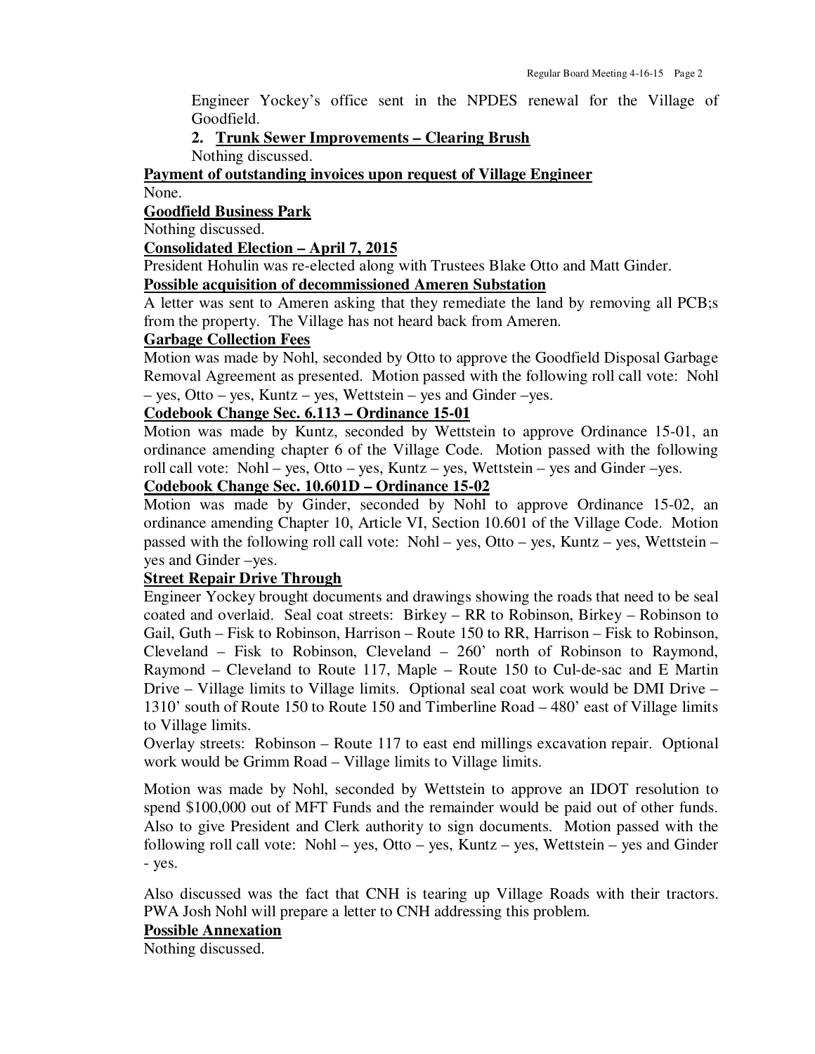Engineer Yockey's office sent in the NPDES renewal for the Village of Goodfield.

2. **Trunk Sewer Improvements – Clearing Brush**

Nothing discussed.

**Payment of outstanding invoices upon request of Village Engineer**

None.

**Goodfield Business Park**

Nothing discussed.

**Consolidated Election – April 7, 2015**

President Hohulin was re-elected along with Trustees Blake Otto and Matt Ginder.

**Possible acquisition of decommissioned Ameren Substation**

A letter was sent to Ameren asking that they remediate the land by removing all PCB;s from the property. The Village has not heard back from Ameren.

**Garbage Collection Fees**

Motion was made by Nohl, seconded by Otto to approve the Goodfield Disposal Garbage Removal Agreement as presented. Motion passed with the following roll call vote: Nohl – yes, Otto – yes, Kuntz – yes, Wettstein – yes and Ginder –yes.

**Codebook Change Sec. 6.113 – Ordinance 15-01**

Motion was made by Kuntz, seconded by Wettstein to approve Ordinance 15-01, an ordinance amending chapter 6 of the Village Code. Motion passed with the following roll call vote: Nohl – yes, Otto – yes, Kuntz – yes, Wettstein – yes and Ginder –yes.

**Codebook Change Sec. 10.601D – Ordinance 15-02**

Motion was made by Ginder, seconded by Nohl to approve Ordinance 15-02, an ordinance amending Chapter 10, Article VI, Section 10.601 of the Village Code. Motion passed with the following roll call vote: Nohl – yes, Otto – yes, Kuntz – yes, Wettstein – yes and Ginder –yes.

**Street Repair Drive Through**

Engineer Yockey brought documents and drawings showing the roads that need to be seal coated and overlaid. Seal coat streets: Birkey – RR to Robinson, Birkey – Robinson to Gail, Guth – Fisk to Robinson, Harrison – Route 150 to RR, Harrison – Fisk to Robinson, Cleveland – Fisk to Robinson, Cleveland – 260' north of Robinson to Raymond, Raymond – Cleveland to Route 117, Maple – Route 150 to Cul-de-sac and E Martin Drive – Village limits to Village limits. Optional seal coat work would be DMI Drive – 1310' south of Route 150 to Route 150 and Timberline Road – 480' east of Village limits to Village limits.

Overlay streets: Robinson – Route 117 to east end millings excavation repair. Optional work would be Grimm Road – Village limits to Village limits.

Motion was made by Nohl, seconded by Wettstein to approve an IDOT resolution to spend $100,000 out of MFT Funds and the remainder would be paid out of other funds. Also to give President and Clerk authority to sign documents. Motion passed with the following roll call vote: Nohl – yes, Otto – yes, Kuntz – yes, Wettstein – yes and Ginder - yes.

Also discussed was the fact that CNH is tearing up Village Roads with their tractors. PWA Josh Nohl will prepare a letter to CNH addressing this problem.

**Possible Annexation**

Nothing discussed.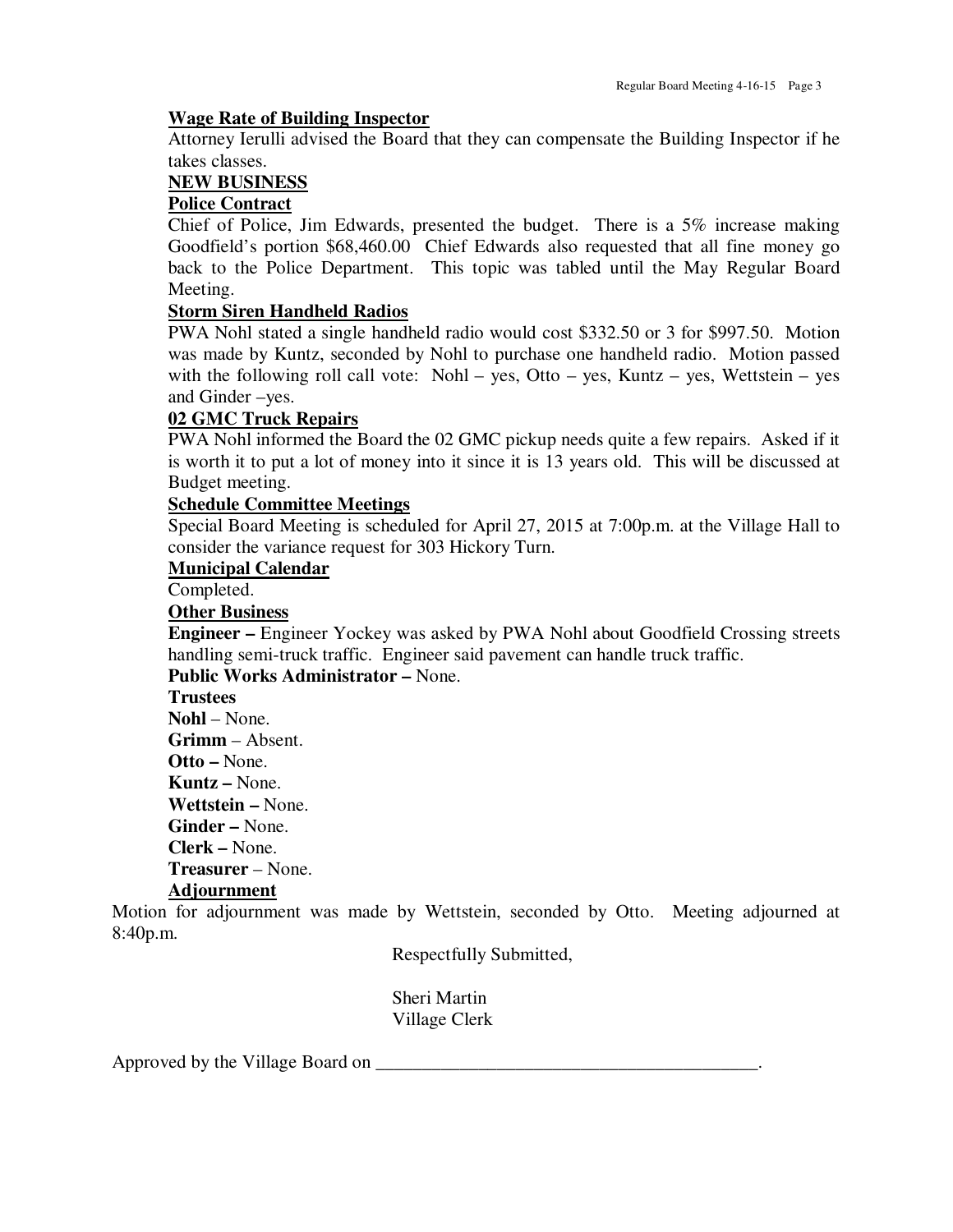**Wage Rate of Building Inspector**

Attorney Ierulli advised the Board that they can compensate the Building Inspector if he takes classes.

**NEW BUSINESS**

**Police Contract**

Chief of Police, Jim Edwards, presented the budget. There is a 5% increase making Goodfield's portion $68,460.00 Chief Edwards also requested that all fine money go back to the Police Department. This topic was tabled until the May Regular Board Meeting.

**Storm Siren Handheld Radios**

PWA Nohl stated a single handheld radio would cost $332.50 or 3 for $997.50. Motion was made by Kuntz, seconded by Nohl to purchase one handheld radio. Motion passed with the following roll call vote: Nohl – yes, Otto – yes, Kuntz – yes, Wettstein – yes and Ginder –yes.

**02 GMC Truck Repairs**

PWA Nohl informed the Board the 02 GMC pickup needs quite a few repairs. Asked if it is worth it to put a lot of money into it since it is 13 years old. This will be discussed at Budget meeting.

**Schedule Committee Meetings**

Special Board Meeting is scheduled for April 27, 2015 at 7:00p.m. at the Village Hall to consider the variance request for 303 Hickory Turn.

**Municipal Calendar**

Completed.

**Other Business**

**Engineer –** Engineer Yockey was asked by PWA Nohl about Goodfield Crossing streets handling semi-truck traffic. Engineer said pavement can handle truck traffic.

**Public Works Administrator –** None.

**Trustees**

**Nohl** – None.
**Grimm** – Absent.
**Otto –** None.
**Kuntz –** None.
**Wettstein –** None.
**Ginder –** None.
**Clerk –** None.
**Treasurer** – None.

**Adjournment**

Motion for adjournment was made by Wettstein, seconded by Otto. Meeting adjourned at 8:40p.m.

Respectfully Submitted,

Sheri Martin
Village Clerk

Approved by the Village Board on ________________________________________.